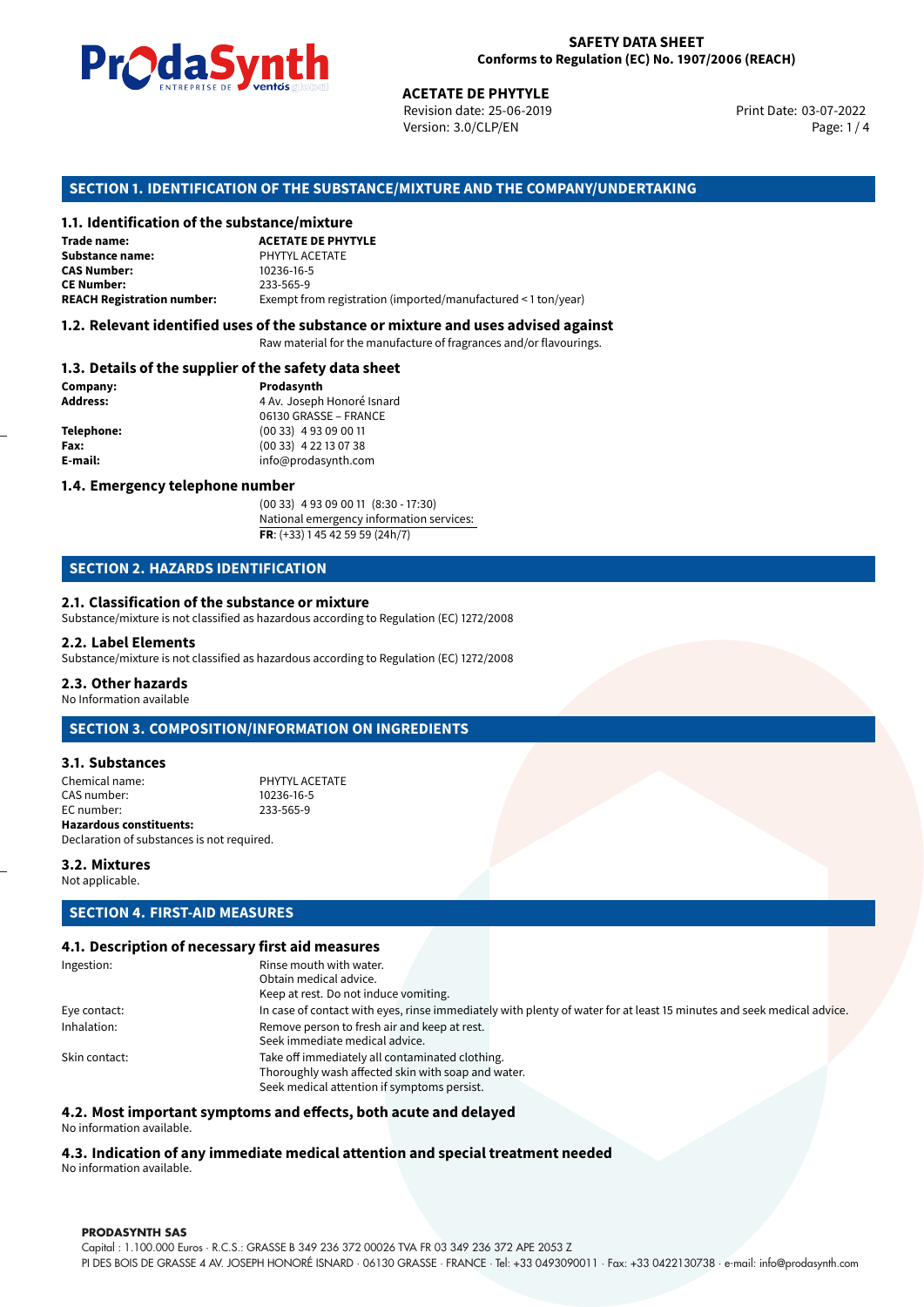**SAFETY DATA SHEET**
**Conforms to Regulation (EC) No. 1907/2006 (REACH)**

**ACETATE DE PHYTYLE**
Revision date: 25-06-2019
Version: 3.0/CLP/EN
Print Date: 03-07-2022

## SECTION 1. IDENTIFICATION OF THE SUBSTANCE/MIXTURE AND THE COMPANY/UNDERTAKING

### 1.1. Identification of the substance/mixture

| | |
|---|---|
| **Trade name:** | **ACETATE DE PHYTYLE** |
| **Substance name:** | PHYTYL ACETATE |
| **CAS Number:** | 10236-16-5 |
| **CE Number:** | 233-565-9 |
| **REACH Registration number:** | Exempt from registration (imported/manufactured < 1 ton/year) |

### 1.2. Relevant identified uses of the substance or mixture and uses advised against

Raw material for the manufacture of fragrances and/or flavourings.

### 1.3. Details of the supplier of the safety data sheet

| | |
|---|---|
| **Company:** | **Prodasynth** |
| **Address:** | 4 Av. Joseph Honoré Isnard<br>06130 GRASSE – FRANCE |
| **Telephone:** | (00 33) 4 93 09 00 11 |
| **Fax:** | (00 33) 4 22 13 07 38 |
| **E-mail:** | info@prodasynth.com |

### 1.4. Emergency telephone number

(00 33) 4 93 09 00 11 (8:30 - 17:30)
National emergency information services:
**FR**: (+33) 1 45 42 59 59 (24h/7)

## SECTION 2. HAZARDS IDENTIFICATION

### 2.1. Classification of the substance or mixture

Substance/mixture is not classified as hazardous according to Regulation (EC) 1272/2008

### 2.2. Label Elements

Substance/mixture is not classified as hazardous according to Regulation (EC) 1272/2008

### 2.3. Other hazards

No Information available

## SECTION 3. COMPOSITION/INFORMATION ON INGREDIENTS

### 3.1. Substances

| | |
|---|---|
| Chemical name: | PHYTYL ACETATE |
| CAS number: | 10236-16-5 |
| EC number: | 233-565-9 |

**Hazardous constituents:**
Declaration of substances is not required.

### 3.2. Mixtures

Not applicable.

## SECTION 4. FIRST-AID MEASURES

### 4.1. Description of necessary first aid measures

| | |
|---|---|
| Ingestion: | Rinse mouth with water.<br>Obtain medical advice.<br>Keep at rest. Do not induce vomiting. |
| Eye contact: | In case of contact with eyes, rinse immediately with plenty of water for at least 15 minutes and seek medical advice. |
| Inhalation: | Remove person to fresh air and keep at rest.<br>Seek immediate medical advice. |
| Skin contact: | Take off immediately all contaminated clothing.<br>Thoroughly wash affected skin with soap and water.<br>Seek medical attention if symptoms persist. |

### 4.2. Most important symptoms and effects, both acute and delayed

No information available.

### 4.3. Indication of any immediate medical attention and special treatment needed

No information available.

**PRODASYNTH SAS**
Capital : 1.100.000 Euros · R.C.S.: GRASSE B 349 236 372 00026 TVA FR 03 349 236 372 APE 2053 Z
PI DES BOIS DE GRASSE 4 AV. JOSEPH HONORÉ ISNARD · 06130 GRASSE · FRANCE · Tel: +33 0493090011 · Fax: +33 0422130738 · e-mail: info@prodasynth.com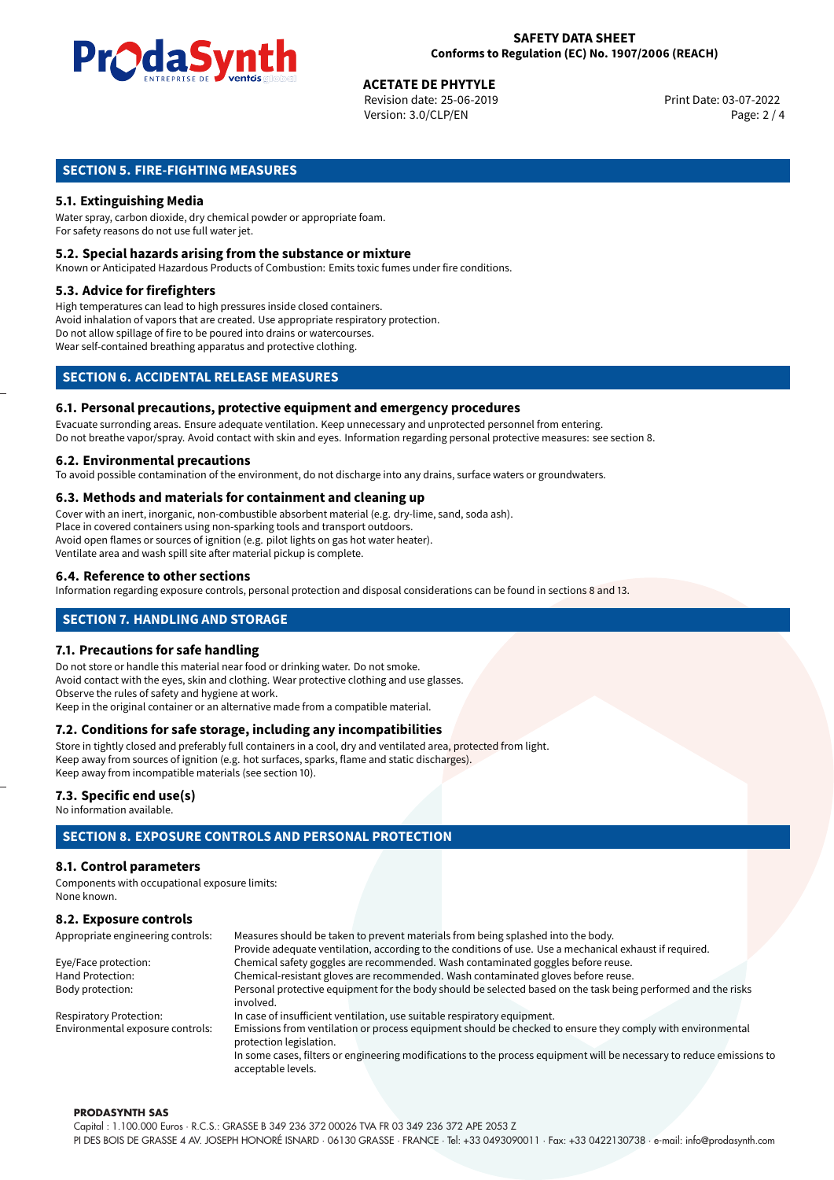## SECTION 5. FIRE-FIGHTING MEASURES

### 5.1. Extinguishing Media

Water spray, carbon dioxide, dry chemical powder or appropriate foam.
For safety reasons do not use full water jet.

### 5.2. Special hazards arising from the substance or mixture

Known or Anticipated Hazardous Products of Combustion: Emits toxic fumes under fire conditions.

### 5.3. Advice for firefighters

High temperatures can lead to high pressures inside closed containers.
Avoid inhalation of vapors that are created. Use appropriate respiratory protection.
Do not allow spillage of fire to be poured into drains or watercourses.
Wear self-contained breathing apparatus and protective clothing.

## SECTION 6. ACCIDENTAL RELEASE MEASURES

### 6.1. Personal precautions, protective equipment and emergency procedures

Evacuate surronding areas. Ensure adequate ventilation. Keep unnecessary and unprotected personnel from entering.
Do not breathe vapor/spray. Avoid contact with skin and eyes. Information regarding personal protective measures: see section 8.

### 6.2. Environmental precautions

To avoid possible contamination of the environment, do not discharge into any drains, surface waters or groundwaters.

### 6.3. Methods and materials for containment and cleaning up

Cover with an inert, inorganic, non-combustible absorbent material (e.g. dry-lime, sand, soda ash).
Place in covered containers using non-sparking tools and transport outdoors.
Avoid open flames or sources of ignition (e.g. pilot lights on gas hot water heater).
Ventilate area and wash spill site after material pickup is complete.

### 6.4. Reference to other sections

Information regarding exposure controls, personal protection and disposal considerations can be found in sections 8 and 13.

## SECTION 7. HANDLING AND STORAGE

### 7.1. Precautions for safe handling

Do not store or handle this material near food or drinking water. Do not smoke.
Avoid contact with the eyes, skin and clothing. Wear protective clothing and use glasses.
Observe the rules of safety and hygiene at work.
Keep in the original container or an alternative made from a compatible material.

### 7.2. Conditions for safe storage, including any incompatibilities

Store in tightly closed and preferably full containers in a cool, dry and ventilated area, protected from light.
Keep away from sources of ignition (e.g. hot surfaces, sparks, flame and static discharges).
Keep away from incompatible materials (see section 10).

### 7.3. Specific end use(s)

No information available.

## SECTION 8. EXPOSURE CONTROLS AND PERSONAL PROTECTION

### 8.1. Control parameters

Components with occupational exposure limits:
None known.

### 8.2. Exposure controls

| | |
|---|---|
| Appropriate engineering controls: | Measures should be taken to prevent materials from being splashed into the body. Provide adequate ventilation, according to the conditions of use. Use a mechanical exhaust if required. |
| Eye/Face protection: | Chemical safety goggles are recommended. Wash contaminated goggles before reuse. |
| Hand Protection: | Chemical-resistant gloves are recommended. Wash contaminated gloves before reuse. |
| Body protection: | Personal protective equipment for the body should be selected based on the task being performed and the risks involved. |
| Respiratory Protection: | In case of insufficient ventilation, use suitable respiratory equipment. |
| Environmental exposure controls: | Emissions from ventilation or process equipment should be checked to ensure they comply with environmental protection legislation. In some cases, filters or engineering modifications to the process equipment will be necessary to reduce emissions to acceptable levels. |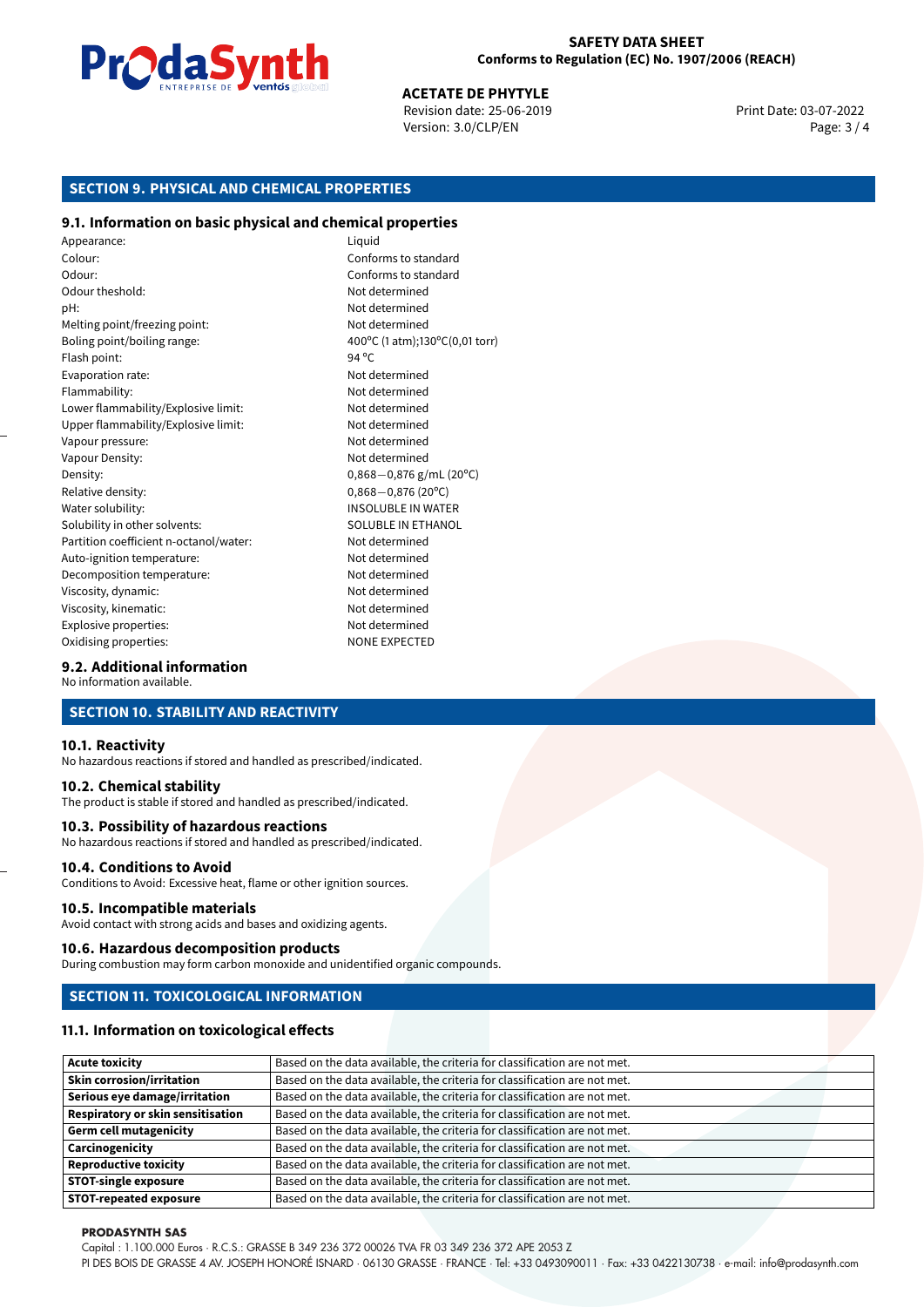## SECTION 9. PHYSICAL AND CHEMICAL PROPERTIES

### 9.1. Information on basic physical and chemical properties

| | |
|---|---|
| Appearance: | Liquid |
| Colour: | Conforms to standard |
| Odour: | Conforms to standard |
| Odour theshold: | Not determined |
| pH: | Not determined |
| Melting point/freezing point: | Not determined |
| Boling point/boiling range: | 400°C (1 atm);130°C(0,01 torr) |
| Flash point: | 94 °C |
| Evaporation rate: | Not determined |
| Flammability: | Not determined |
| Lower flammability/Explosive limit: | Not determined |
| Upper flammability/Explosive limit: | Not determined |
| Vapour pressure: | Not determined |
| Vapour Density: | Not determined |
| Density: | 0,868−0,876 g/mL (20°C) |
| Relative density: | 0,868−0,876 (20°C) |
| Water solubility: | INSOLUBLE IN WATER |
| Solubility in other solvents: | SOLUBLE IN ETHANOL |
| Partition coefficient n-octanol/water: | Not determined |
| Auto-ignition temperature: | Not determined |
| Decomposition temperature: | Not determined |
| Viscosity, dynamic: | Not determined |
| Viscosity, kinematic: | Not determined |
| Explosive properties: | Not determined |
| Oxidising properties: | NONE EXPECTED |

### 9.2. Additional information

No information available.

## SECTION 10. STABILITY AND REACTIVITY

### 10.1. Reactivity

No hazardous reactions if stored and handled as prescribed/indicated.

### 10.2. Chemical stability

The product is stable if stored and handled as prescribed/indicated.

### 10.3. Possibility of hazardous reactions

No hazardous reactions if stored and handled as prescribed/indicated.

### 10.4. Conditions to Avoid

Conditions to Avoid: Excessive heat, flame or other ignition sources.

### 10.5. Incompatible materials

Avoid contact with strong acids and bases and oxidizing agents.

### 10.6. Hazardous decomposition products

During combustion may form carbon monoxide and unidentified organic compounds.

## SECTION 11. TOXICOLOGICAL INFORMATION

### 11.1. Information on toxicological effects

| | |
|---|---|
| **Acute toxicity** | Based on the data available, the criteria for classification are not met. |
| **Skin corrosion/irritation** | Based on the data available, the criteria for classification are not met. |
| **Serious eye damage/irritation** | Based on the data available, the criteria for classification are not met. |
| **Respiratory or skin sensitisation** | Based on the data available, the criteria for classification are not met. |
| **Germ cell mutagenicity** | Based on the data available, the criteria for classification are not met. |
| **Carcinogenicity** | Based on the data available, the criteria for classification are not met. |
| **Reproductive toxicity** | Based on the data available, the criteria for classification are not met. |
| **STOT-single exposure** | Based on the data available, the criteria for classification are not met. |
| **STOT-repeated exposure** | Based on the data available, the criteria for classification are not met. |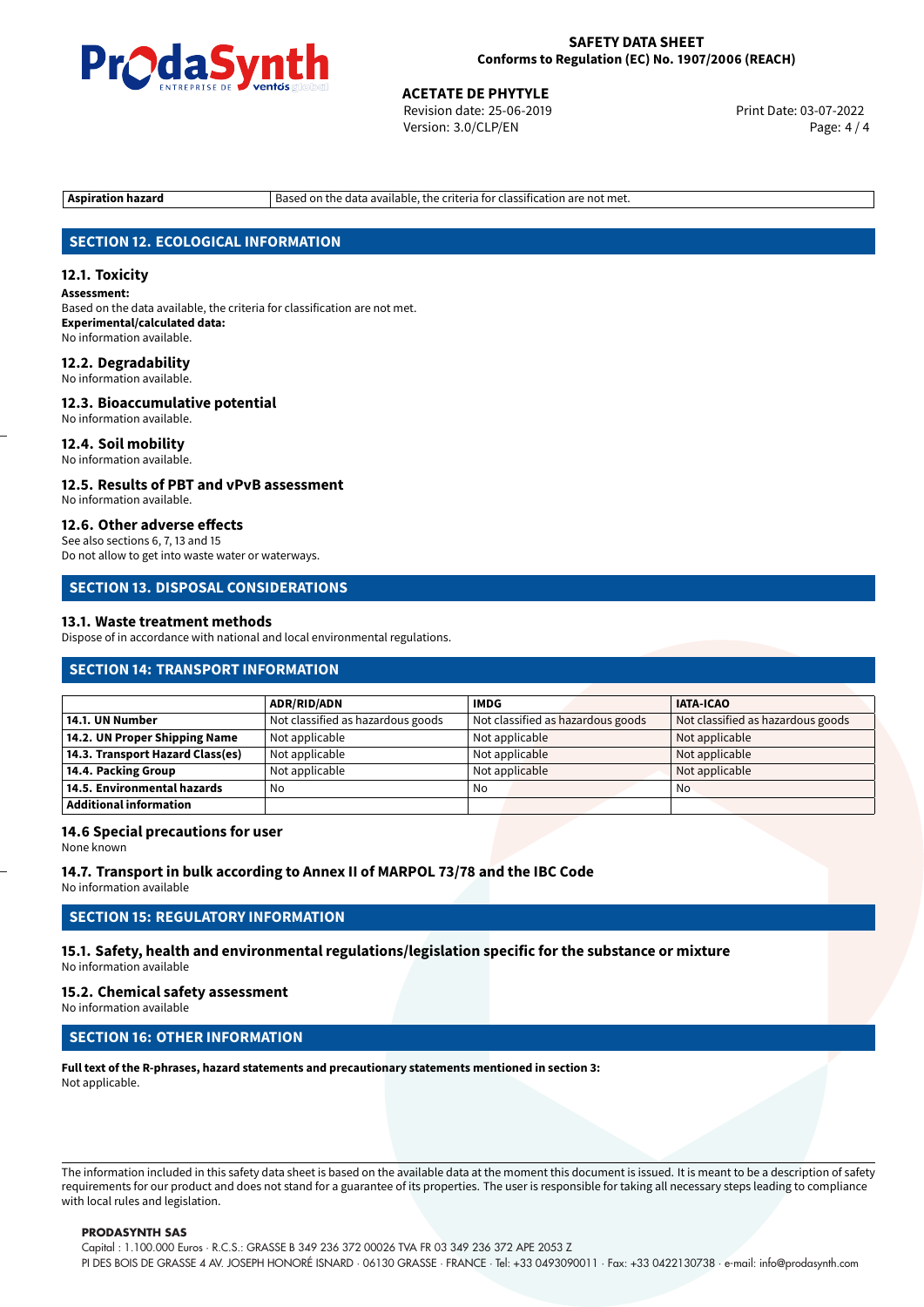| | |
|---|---|
| **Aspiration hazard** | Based on the data available, the criteria for classification are not met. |

## SECTION 12. ECOLOGICAL INFORMATION

### 12.1. Toxicity

**Assessment:**
Based on the data available, the criteria for classification are not met.
**Experimental/calculated data:**
No information available.

### 12.2. Degradability

No information available.

### 12.3. Bioaccumulative potential

No information available.

### 12.4. Soil mobility

No information available.

### 12.5. Results of PBT and vPvB assessment

No information available.

### 12.6. Other adverse effects

See also sections 6, 7, 13 and 15
Do not allow to get into waste water or waterways.

## SECTION 13. DISPOSAL CONSIDERATIONS

### 13.1. Waste treatment methods

Dispose of in accordance with national and local environmental regulations.

## SECTION 14: TRANSPORT INFORMATION

| | ADR/RID/ADN | IMDG | IATA-ICAO |
|---|---|---|---|
| **14.1. UN Number** | Not classified as hazardous goods | Not classified as hazardous goods | Not classified as hazardous goods |
| **14.2. UN Proper Shipping Name** | Not applicable | Not applicable | Not applicable |
| **14.3. Transport Hazard Class(es)** | Not applicable | Not applicable | Not applicable |
| **14.4. Packing Group** | Not applicable | Not applicable | Not applicable |
| **14.5. Environmental hazards** | No | No | No |
| **Additional information** | | | |

### 14.6 Special precautions for user

None known

### 14.7. Transport in bulk according to Annex II of MARPOL 73/78 and the IBC Code

No information available

## SECTION 15: REGULATORY INFORMATION

### 15.1. Safety, health and environmental regulations/legislation specific for the substance or mixture

No information available

### 15.2. Chemical safety assessment

No information available

## SECTION 16: OTHER INFORMATION

**Full text of the R-phrases, hazard statements and precautionary statements mentioned in section 3:**
Not applicable.

The information included in this safety data sheet is based on the available data at the moment this document is issued. It is meant to be a description of safety requirements for our product and does not stand for a guarantee of its properties. The user is responsible for taking all necessary steps leading to compliance with local rules and legislation.

**PRODASYNTH SAS**
Capital : 1.100.000 Euros · R.C.S.: GRASSE B 349 236 372 00026 TVA FR 03 349 236 372 APE 2053 Z
PI DES BOIS DE GRASSE 4 AV. JOSEPH HONORÉ ISNARD · 06130 GRASSE · FRANCE · Tel: +33 0493090011 · Fax: +33 0422130738 · e-mail: info@prodasynth.com